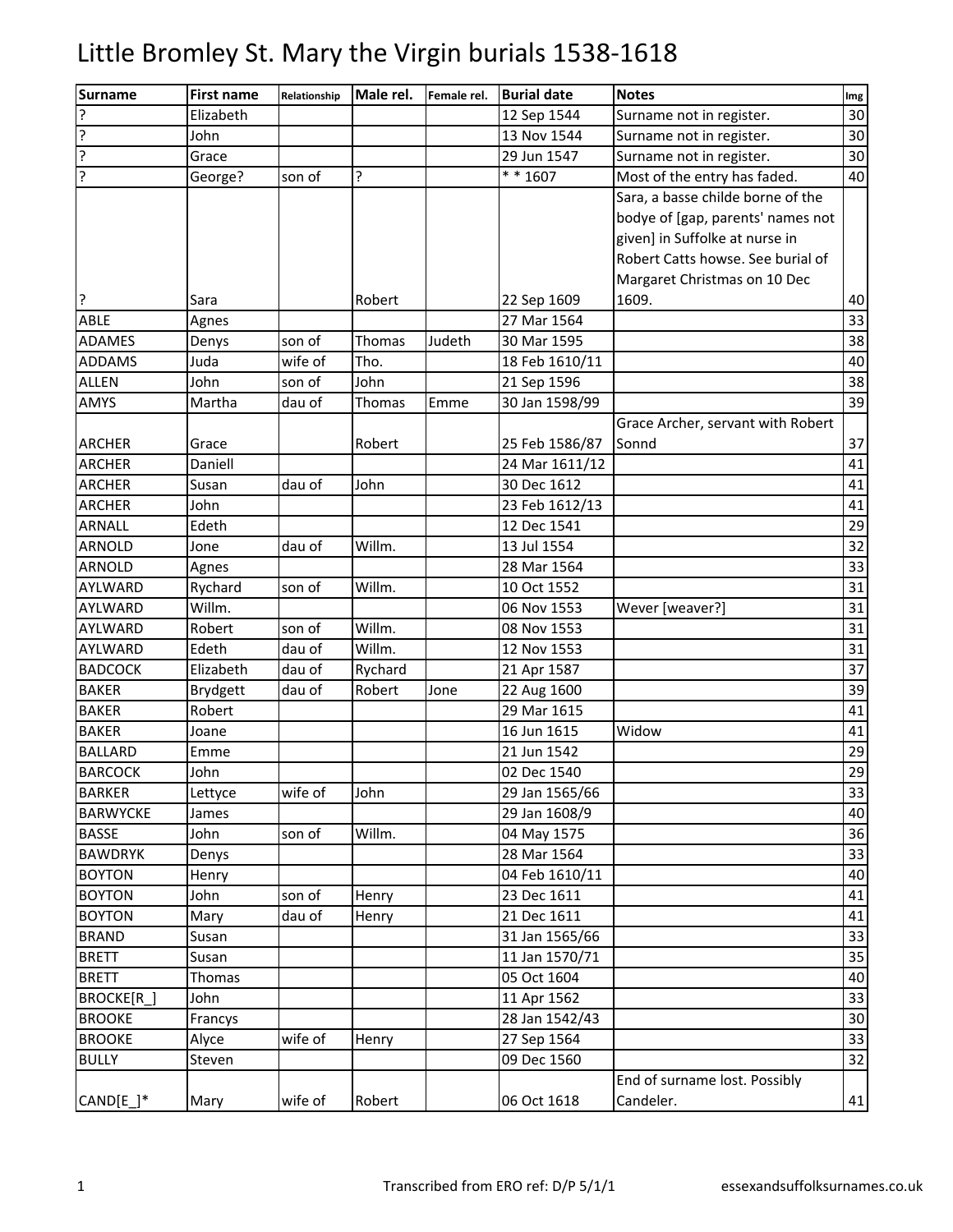# Little Bromley St. Mary the Virgin burials 1538-1618

| Surname | First name | Relationship | Male rel. | Female rel. | Burial date | Notes | Img |
|---|---|---|---|---|---|---|---|
| ? | Elizabeth | | | | 12 Sep 1544 | Surname not in register. | 30 |
| ? | John | | | | 13 Nov 1544 | Surname not in register. | 30 |
| ? | Grace | | | | 29 Jun 1547 | Surname not in register. | 30 |
| ? | George? | son of | ? | | * * 1607 | Most of the entry has faded. | 40 |
| ? | Sara | | Robert | | 22 Sep 1609 | Sara, a basse childe borne of the bodye of [gap, parents' names not given] in Suffolke at nurse in Robert Catts howse. See burial of Margaret Christmas on 10 Dec 1609. | 40 |
| ABLE | Agnes | | | | 27 Mar 1564 | | 33 |
| ADAMES | Denys | son of | Thomas | Judeth | 30 Mar 1595 | | 38 |
| ADDAMS | Juda | wife of | Tho. | | 18 Feb 1610/11 | | 40 |
| ALLEN | John | son of | John | | 21 Sep 1596 | | 38 |
| AMYS | Martha | dau of | Thomas | Emme | 30 Jan 1598/99 | | 39 |
| ARCHER | Grace | | Robert | | 25 Feb 1586/87 | Grace Archer, servant with Robert Sonnd | 37 |
| ARCHER | Daniell | | | | 24 Mar 1611/12 | | 41 |
| ARCHER | Susan | dau of | John | | 30 Dec 1612 | | 41 |
| ARCHER | John | | | | 23 Feb 1612/13 | | 41 |
| ARNALL | Edeth | | | | 12 Dec 1541 | | 29 |
| ARNOLD | Jone | dau of | Willm. | | 13 Jul 1554 | | 32 |
| ARNOLD | Agnes | | | | 28 Mar 1564 | | 33 |
| AYLWARD | Rychard | son of | Willm. | | 10 Oct 1552 | | 31 |
| AYLWARD | Willm. | | | | 06 Nov 1553 | Wever [weaver?] | 31 |
| AYLWARD | Robert | son of | Willm. | | 08 Nov 1553 | | 31 |
| AYLWARD | Edeth | dau of | Willm. | | 12 Nov 1553 | | 31 |
| BADCOCK | Elizabeth | dau of | Rychard | | 21 Apr 1587 | | 37 |
| BAKER | Brydgett | dau of | Robert | Jone | 22 Aug 1600 | | 39 |
| BAKER | Robert | | | | 29 Mar 1615 | | 41 |
| BAKER | Joane | | | | 16 Jun 1615 | Widow | 41 |
| BALLARD | Emme | | | | 21 Jun 1542 | | 29 |
| BARCOCK | John | | | | 02 Dec 1540 | | 29 |
| BARKER | Lettyce | wife of | John | | 29 Jan 1565/66 | | 33 |
| BARWYCKE | James | | | | 29 Jan 1608/9 | | 40 |
| BASSE | John | son of | Willm. | | 04 May 1575 | | 36 |
| BAWDRYK | Denys | | | | 28 Mar 1564 | | 33 |
| BOYTON | Henry | | | | 04 Feb 1610/11 | | 40 |
| BOYTON | John | son of | Henry | | 23 Dec 1611 | | 41 |
| BOYTON | Mary | dau of | Henry | | 21 Dec 1611 | | 41 |
| BRAND | Susan | | | | 31 Jan 1565/66 | | 33 |
| BRETT | Susan | | | | 11 Jan 1570/71 | | 35 |
| BRETT | Thomas | | | | 05 Oct 1604 | | 40 |
| BROCKE[R_] | John | | | | 11 Apr 1562 | | 33 |
| BROOKE | Francys | | | | 28 Jan 1542/43 | | 30 |
| BROOKE | Alyce | wife of | Henry | | 27 Sep 1564 | | 33 |
| BULLY | Steven | | | | 09 Dec 1560 | | 32 |
| CAND[E_]* | Mary | wife of | Robert | | 06 Oct 1618 | End of surname lost. Possibly Candeler. | 41 |

Transcribed from ERO ref: D/P 5/1/1 essexandsuffolksurnames.co.uk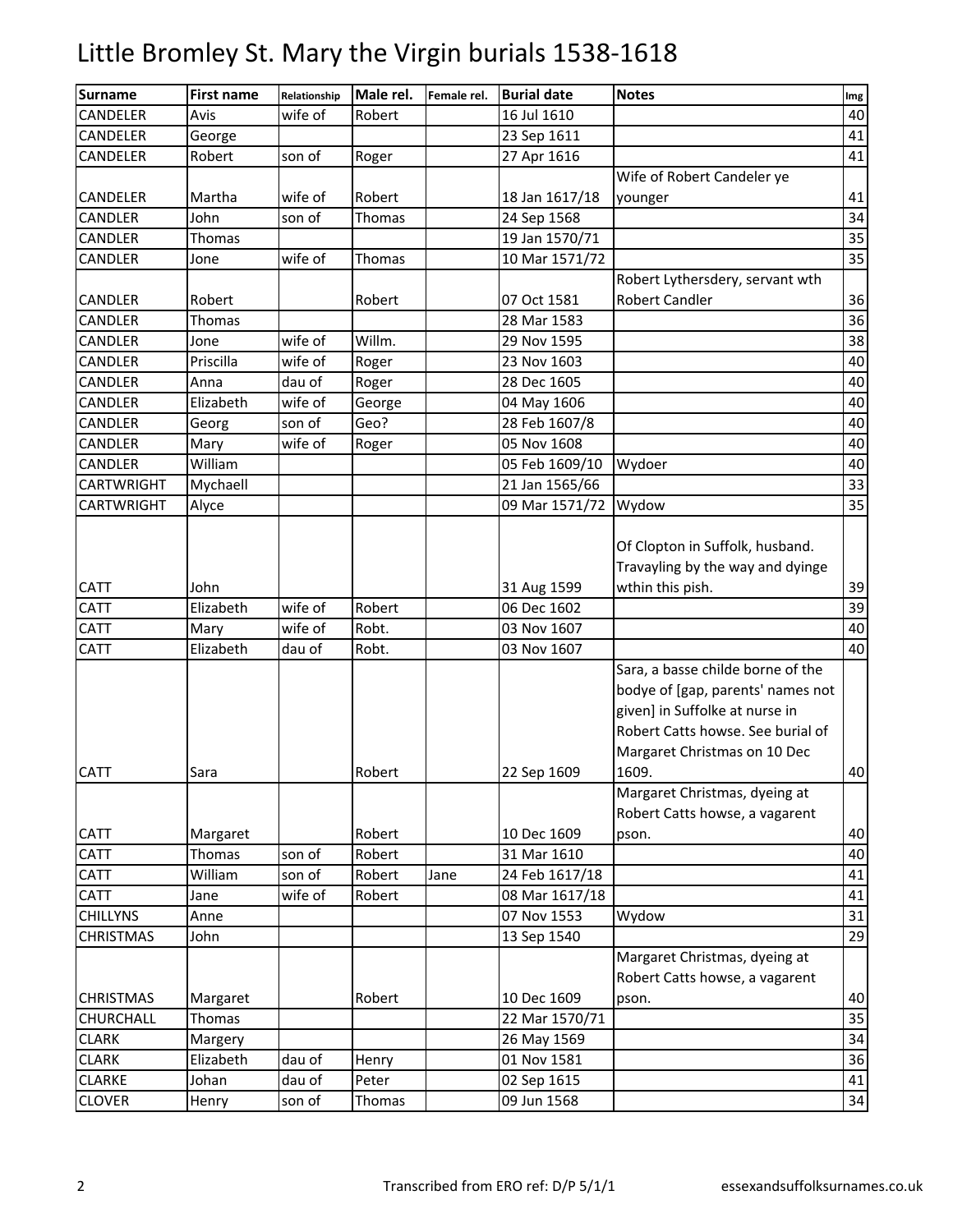# Little Bromley St. Mary the Virgin burials 1538-1618

| Surname | First name | Relationship | Male rel. | Female rel. | Burial date | Notes | Img |
|---|---|---|---|---|---|---|---|
| CANDELER | Avis | wife of | Robert | | 16 Jul 1610 | | 40 |
| CANDELER | George | | | | 23 Sep 1611 | | 41 |
| CANDELER | Robert | son of | Roger | | 27 Apr 1616 | | 41 |
| CANDELER | Martha | wife of | Robert | | 18 Jan 1617/18 | Wife of Robert Candeler ye younger | 41 |
| CANDLER | John | son of | Thomas | | 24 Sep 1568 | | 34 |
| CANDLER | Thomas | | | | 19 Jan 1570/71 | | 35 |
| CANDLER | Jone | wife of | Thomas | | 10 Mar 1571/72 | | 35 |
| CANDLER | Robert | | Robert | | 07 Oct 1581 | Robert Lythersdery, servant wth Robert Candler | 36 |
| CANDLER | Thomas | | | | 28 Mar 1583 | | 36 |
| CANDLER | Jone | wife of | Willm. | | 29 Nov 1595 | | 38 |
| CANDLER | Priscilla | wife of | Roger | | 23 Nov 1603 | | 40 |
| CANDLER | Anna | dau of | Roger | | 28 Dec 1605 | | 40 |
| CANDLER | Elizabeth | wife of | George | | 04 May 1606 | | 40 |
| CANDLER | Georg | son of | Geo? | | 28 Feb 1607/8 | | 40 |
| CANDLER | Mary | wife of | Roger | | 05 Nov 1608 | | 40 |
| CANDLER | William | | | | 05 Feb 1609/10 | Wydoer | 40 |
| CARTWRIGHT | Mychaell | | | | 21 Jan 1565/66 | | 33 |
| CARTWRIGHT | Alyce | | | | 09 Mar 1571/72 | Wydow | 35 |
| CATT | John | | | | 31 Aug 1599 | Of Clopton in Suffolk, husband. Travayling by the way and dyinge wthin this pish. | 39 |
| CATT | Elizabeth | wife of | Robert | | 06 Dec 1602 | | 39 |
| CATT | Mary | wife of | Robt. | | 03 Nov 1607 | | 40 |
| CATT | Elizabeth | dau of | Robt. | | 03 Nov 1607 | | 40 |
| CATT | Sara | | Robert | | 22 Sep 1609 | Sara, a basse childe borne of the bodye of [gap, parents' names not given] in Suffolke at nurse in Robert Catts howse. See burial of Margaret Christmas on 10 Dec 1609. | 40 |
| CATT | Margaret | | Robert | | 10 Dec 1609 | Margaret Christmas, dyeing at Robert Catts howse, a vagarent pson. | 40 |
| CATT | Thomas | son of | Robert | | 31 Mar 1610 | | 40 |
| CATT | William | son of | Robert | Jane | 24 Feb 1617/18 | | 41 |
| CATT | Jane | wife of | Robert | | 08 Mar 1617/18 | | 41 |
| CHILLYNS | Anne | | | | 07 Nov 1553 | Wydow | 31 |
| CHRISTMAS | John | | | | 13 Sep 1540 | | 29 |
| CHRISTMAS | Margaret | | Robert | | 10 Dec 1609 | Margaret Christmas, dyeing at Robert Catts howse, a vagarent pson. | 40 |
| CHURCHALL | Thomas | | | | 22 Mar 1570/71 | | 35 |
| CLARK | Margery | | | | 26 May 1569 | | 34 |
| CLARK | Elizabeth | dau of | Henry | | 01 Nov 1581 | | 36 |
| CLARKE | Johan | dau of | Peter | | 02 Sep 1615 | | 41 |
| CLOVER | Henry | son of | Thomas | | 09 Jun 1568 | | 34 |

Transcribed from ERO ref: D/P 5/1/1 essexandsuffolksurnames.co.uk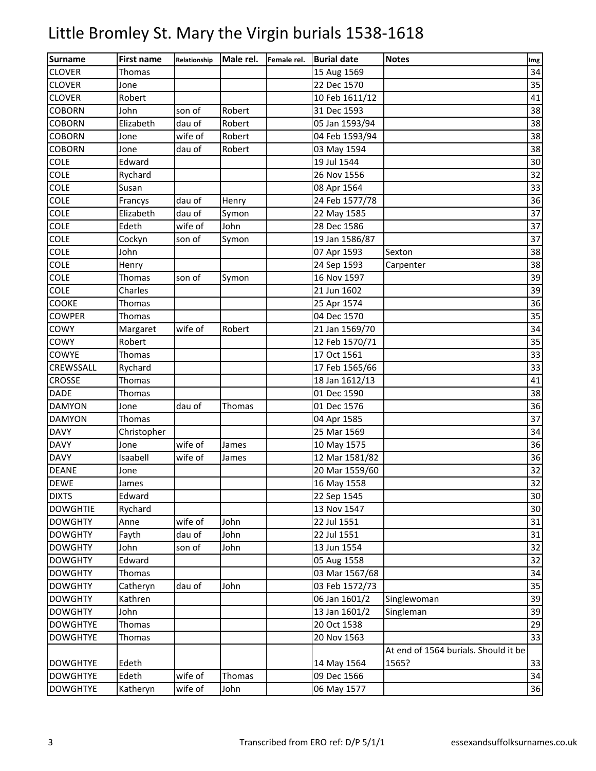# Little Bromley St. Mary the Virgin burials 1538-1618

| Surname | First name | Relationship | Male rel. | Female rel. | Burial date | Notes | Img |
|---|---|---|---|---|---|---|---|
| CLOVER | Thomas | | | | 15 Aug 1569 | | 34 |
| CLOVER | Jone | | | | 22 Dec 1570 | | 35 |
| CLOVER | Robert | | | | 10 Feb 1611/12 | | 41 |
| COBORN | John | son of | Robert | | 31 Dec 1593 | | 38 |
| COBORN | Elizabeth | dau of | Robert | | 05 Jan 1593/94 | | 38 |
| COBORN | Jone | wife of | Robert | | 04 Feb 1593/94 | | 38 |
| COBORN | Jone | dau of | Robert | | 03 May 1594 | | 38 |
| COLE | Edward | | | | 19 Jul 1544 | | 30 |
| COLE | Rychard | | | | 26 Nov 1556 | | 32 |
| COLE | Susan | | | | 08 Apr 1564 | | 33 |
| COLE | Francys | dau of | Henry | | 24 Feb 1577/78 | | 36 |
| COLE | Elizabeth | dau of | Symon | | 22 May 1585 | | 37 |
| COLE | Edeth | wife of | John | | 28 Dec 1586 | | 37 |
| COLE | Cockyn | son of | Symon | | 19 Jan 1586/87 | | 37 |
| COLE | John | | | | 07 Apr 1593 | Sexton | 38 |
| COLE | Henry | | | | 24 Sep 1593 | Carpenter | 38 |
| COLE | Thomas | son of | Symon | | 16 Nov 1597 | | 39 |
| COLE | Charles | | | | 21 Jun 1602 | | 39 |
| COOKE | Thomas | | | | 25 Apr 1574 | | 36 |
| COWPER | Thomas | | | | 04 Dec 1570 | | 35 |
| COWY | Margaret | wife of | Robert | | 21 Jan 1569/70 | | 34 |
| COWY | Robert | | | | 12 Feb 1570/71 | | 35 |
| COWYE | Thomas | | | | 17 Oct 1561 | | 33 |
| CREWSSALL | Rychard | | | | 17 Feb 1565/66 | | 33 |
| CROSSE | Thomas | | | | 18 Jan 1612/13 | | 41 |
| DADE | Thomas | | | | 01 Dec 1590 | | 38 |
| DAMYON | Jone | dau of | Thomas | | 01 Dec 1576 | | 36 |
| DAMYON | Thomas | | | | 04 Apr 1585 | | 37 |
| DAVY | Christopher | | | | 25 Mar 1569 | | 34 |
| DAVY | Jone | wife of | James | | 10 May 1575 | | 36 |
| DAVY | Isaabell | wife of | James | | 12 Mar 1581/82 | | 36 |
| DEANE | Jone | | | | 20 Mar 1559/60 | | 32 |
| DEWE | James | | | | 16 May 1558 | | 32 |
| DIXTS | Edward | | | | 22 Sep 1545 | | 30 |
| DOWGHTIE | Rychard | | | | 13 Nov 1547 | | 30 |
| DOWGHTY | Anne | wife of | John | | 22 Jul 1551 | | 31 |
| DOWGHTY | Fayth | dau of | John | | 22 Jul 1551 | | 31 |
| DOWGHTY | John | son of | John | | 13 Jun 1554 | | 32 |
| DOWGHTY | Edward | | | | 05 Aug 1558 | | 32 |
| DOWGHTY | Thomas | | | | 03 Mar 1567/68 | | 34 |
| DOWGHTY | Catheryn | dau of | John | | 03 Feb 1572/73 | | 35 |
| DOWGHTY | Kathren | | | | 06 Jan 1601/2 | Singlewoman | 39 |
| DOWGHTY | John | | | | 13 Jan 1601/2 | Singleman | 39 |
| DOWGHTYE | Thomas | | | | 20 Oct 1538 | | 29 |
| DOWGHTYE | Thomas | | | | 20 Nov 1563 | | 33 |
| DOWGHTYE | Edeth | | | | 14 May 1564 | At end of 1564 burials. Should it be 1565? | 33 |
| DOWGHTYE | Edeth | wife of | Thomas | | 09 Dec 1566 | | 34 |
| DOWGHTYE | Katheryn | wife of | John | | 06 May 1577 | | 36 |

Transcribed from ERO ref: D/P 5/1/1 essexandsuffolksurnames.co.uk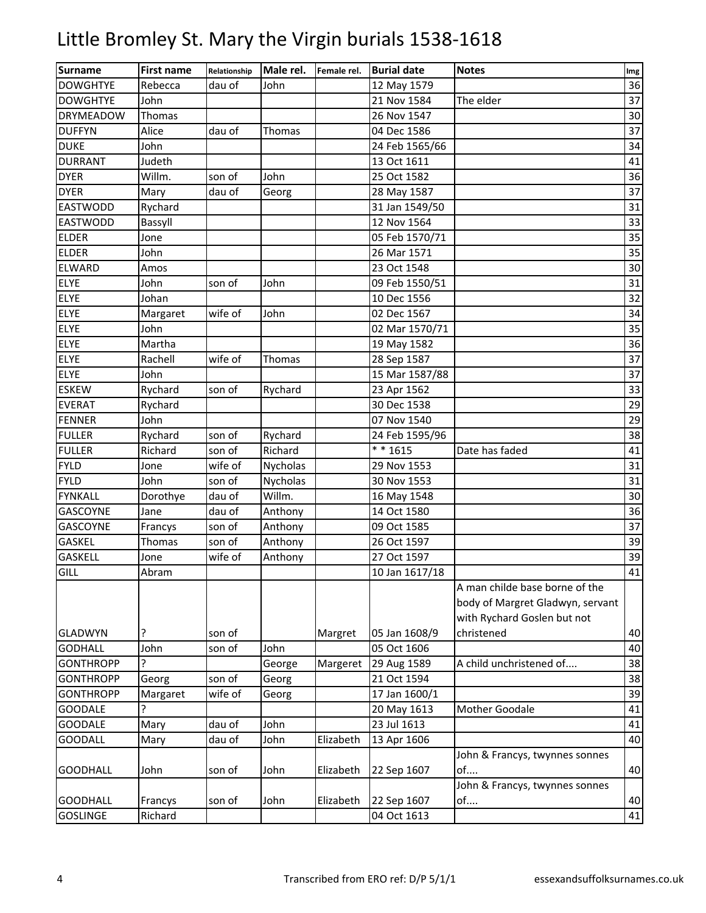# Little Bromley St. Mary the Virgin burials 1538-1618

| Surname | First name | Relationship | Male rel. | Female rel. | Burial date | Notes | Img |
|---|---|---|---|---|---|---|---|
| DOWGHTYE | Rebecca | dau of | John | | 12 May 1579 | | 36 |
| DOWGHTYE | John | | | | 21 Nov 1584 | The elder | 37 |
| DRYMEADOW | Thomas | | | | 26 Nov 1547 | | 30 |
| DUFFYN | Alice | dau of | Thomas | | 04 Dec 1586 | | 37 |
| DUKE | John | | | | 24 Feb 1565/66 | | 34 |
| DURRANT | Judeth | | | | 13 Oct 1611 | | 41 |
| DYER | Willm. | son of | John | | 25 Oct 1582 | | 36 |
| DYER | Mary | dau of | Georg | | 28 May 1587 | | 37 |
| EASTWODD | Rychard | | | | 31 Jan 1549/50 | | 31 |
| EASTWODD | Bassyll | | | | 12 Nov 1564 | | 33 |
| ELDER | Jone | | | | 05 Feb 1570/71 | | 35 |
| ELDER | John | | | | 26 Mar 1571 | | 35 |
| ELWARD | Amos | | | | 23 Oct 1548 | | 30 |
| ELYE | John | son of | John | | 09 Feb 1550/51 | | 31 |
| ELYE | Johan | | | | 10 Dec 1556 | | 32 |
| ELYE | Margaret | wife of | John | | 02 Dec 1567 | | 34 |
| ELYE | John | | | | 02 Mar 1570/71 | | 35 |
| ELYE | Martha | | | | 19 May 1582 | | 36 |
| ELYE | Rachell | wife of | Thomas | | 28 Sep 1587 | | 37 |
| ELYE | John | | | | 15 Mar 1587/88 | | 37 |
| ESKEW | Rychard | son of | Rychard | | 23 Apr 1562 | | 33 |
| EVERAT | Rychard | | | | 30 Dec 1538 | | 29 |
| FENNER | John | | | | 07 Nov 1540 | | 29 |
| FULLER | Rychard | son of | Rychard | | 24 Feb 1595/96 | | 38 |
| FULLER | Richard | son of | Richard | | * * 1615 | Date has faded | 41 |
| FYLD | Jone | wife of | Nycholas | | 29 Nov 1553 | | 31 |
| FYLD | John | son of | Nycholas | | 30 Nov 1553 | | 31 |
| FYNKALL | Dorothye | dau of | Willm. | | 16 May 1548 | | 30 |
| GASCOYNE | Jane | dau of | Anthony | | 14 Oct 1580 | | 36 |
| GASCOYNE | Francys | son of | Anthony | | 09 Oct 1585 | | 37 |
| GASKEL | Thomas | son of | Anthony | | 26 Oct 1597 | | 39 |
| GASKELL | Jone | wife of | Anthony | | 27 Oct 1597 | | 39 |
| GILL | Abram | | | | 10 Jan 1617/18 | | 41 |
| GLADWYN | ? | son of | | Margret | 05 Jan 1608/9 | A man childe base borne of the body of Margret Gladwyn, servant with Rychard Goslen but not christened | 40 |
| GODHALL | John | son of | John | | 05 Oct 1606 | | 40 |
| GONTHROPP | ? | | George | Margeret | 29 Aug 1589 | A child unchristened of.... | 38 |
| GONTHROPP | Georg | son of | Georg | | 21 Oct 1594 | | 38 |
| GONTHROPP | Margaret | wife of | Georg | | 17 Jan 1600/1 | | 39 |
| GOODALE | ? | | | | 20 May 1613 | Mother Goodale | 41 |
| GOODALE | Mary | dau of | John | | 23 Jul 1613 | | 41 |
| GOODALL | Mary | dau of | John | Elizabeth | 13 Apr 1606 | | 40 |
| GOODHALL | John | son of | John | Elizabeth | 22 Sep 1607 | John & Francys, twynnes sonnes of.... | 40 |
| GOODHALL | Francys | son of | John | Elizabeth | 22 Sep 1607 | John & Francys, twynnes sonnes of.... | 40 |
| GOSLINGE | Richard | | | | 04 Oct 1613 | | 41 |

Transcribed from ERO ref: D/P 5/1/1 essexandsuffolksurnames.co.uk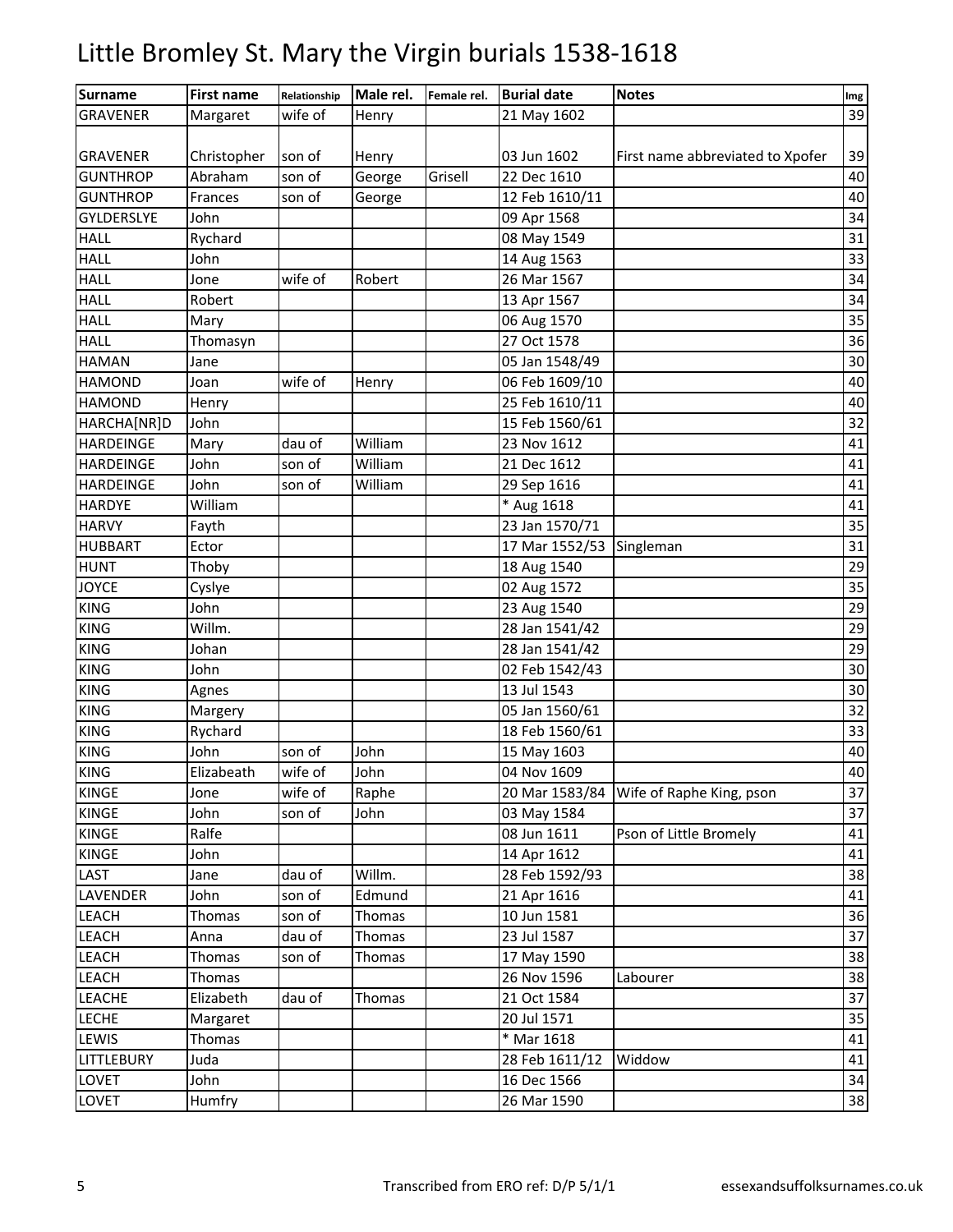# Little Bromley St. Mary the Virgin burials 1538-1618

| Surname | First name | Relationship | Male rel. | Female rel. | Burial date | Notes | Img |
|---|---|---|---|---|---|---|---|
| GRAVENER | Margaret | wife of | Henry | | 21 May 1602 | | 39 |
| GRAVENER | Christopher | son of | Henry | | 03 Jun 1602 | First name abbreviated to Xpofer | 39 |
| GUNTHROP | Abraham | son of | George | Grisell | 22 Dec 1610 | | 40 |
| GUNTHROP | Frances | son of | George | | 12 Feb 1610/11 | | 40 |
| GYLDERSLYE | John | | | | 09 Apr 1568 | | 34 |
| HALL | Rychard | | | | 08 May 1549 | | 31 |
| HALL | John | | | | 14 Aug 1563 | | 33 |
| HALL | Jone | wife of | Robert | | 26 Mar 1567 | | 34 |
| HALL | Robert | | | | 13 Apr 1567 | | 34 |
| HALL | Mary | | | | 06 Aug 1570 | | 35 |
| HALL | Thomasyn | | | | 27 Oct 1578 | | 36 |
| HAMAN | Jane | | | | 05 Jan 1548/49 | | 30 |
| HAMOND | Joan | wife of | Henry | | 06 Feb 1609/10 | | 40 |
| HAMOND | Henry | | | | 25 Feb 1610/11 | | 40 |
| HARCHA[NR]D | John | | | | 15 Feb 1560/61 | | 32 |
| HARDEINGE | Mary | dau of | William | | 23 Nov 1612 | | 41 |
| HARDEINGE | John | son of | William | | 21 Dec 1612 | | 41 |
| HARDEINGE | John | son of | William | | 29 Sep 1616 | | 41 |
| HARDYE | William | | | | * Aug 1618 | | 41 |
| HARVY | Fayth | | | | 23 Jan 1570/71 | | 35 |
| HUBBART | Ector | | | | 17 Mar 1552/53 | Singleman | 31 |
| HUNT | Thoby | | | | 18 Aug 1540 | | 29 |
| JOYCE | Cyslye | | | | 02 Aug 1572 | | 35 |
| KING | John | | | | 23 Aug 1540 | | 29 |
| KING | Willm. | | | | 28 Jan 1541/42 | | 29 |
| KING | Johan | | | | 28 Jan 1541/42 | | 29 |
| KING | John | | | | 02 Feb 1542/43 | | 30 |
| KING | Agnes | | | | 13 Jul 1543 | | 30 |
| KING | Margery | | | | 05 Jan 1560/61 | | 32 |
| KING | Rychard | | | | 18 Feb 1560/61 | | 33 |
| KING | John | son of | John | | 15 May 1603 | | 40 |
| KING | Elizabeath | wife of | John | | 04 Nov 1609 | | 40 |
| KINGE | Jone | wife of | Raphe | | 20 Mar 1583/84 | Wife of Raphe King, pson | 37 |
| KINGE | John | son of | John | | 03 May 1584 | | 37 |
| KINGE | Ralfe | | | | 08 Jun 1611 | Pson of Little Bromely | 41 |
| KINGE | John | | | | 14 Apr 1612 | | 41 |
| LAST | Jane | dau of | Willm. | | 28 Feb 1592/93 | | 38 |
| LAVENDER | John | son of | Edmund | | 21 Apr 1616 | | 41 |
| LEACH | Thomas | son of | Thomas | | 10 Jun 1581 | | 36 |
| LEACH | Anna | dau of | Thomas | | 23 Jul 1587 | | 37 |
| LEACH | Thomas | son of | Thomas | | 17 May 1590 | | 38 |
| LEACH | Thomas | | | | 26 Nov 1596 | Labourer | 38 |
| LEACHE | Elizabeth | dau of | Thomas | | 21 Oct 1584 | | 37 |
| LECHE | Margaret | | | | 20 Jul 1571 | | 35 |
| LEWIS | Thomas | | | | * Mar 1618 | | 41 |
| LITTLEBURY | Juda | | | | 28 Feb 1611/12 | Widdow | 41 |
| LOVET | John | | | | 16 Dec 1566 | | 34 |
| LOVET | Humfry | | | | 26 Mar 1590 | | 38 |

Transcribed from ERO ref: D/P 5/1/1 essexandsuffolksurnames.co.uk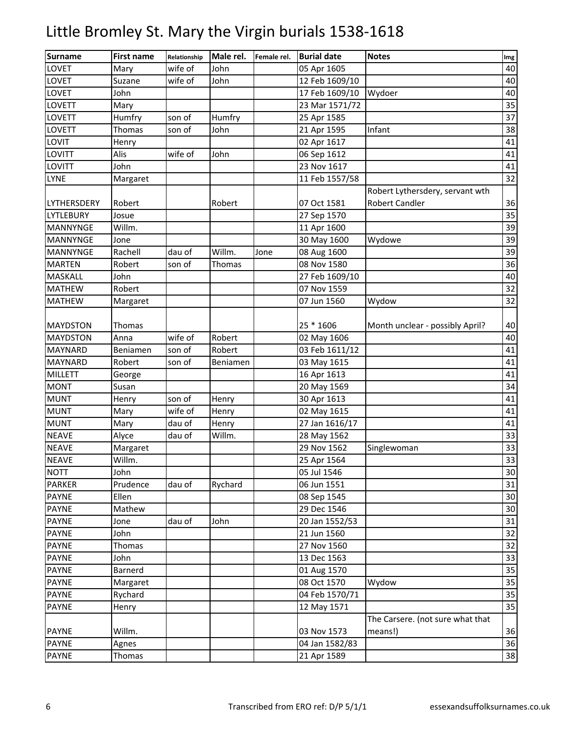# Little Bromley St. Mary the Virgin burials 1538-1618

| Surname | First name | Relationship | Male rel. | Female rel. | Burial date | Notes | Img |
|---|---|---|---|---|---|---|---|
| LOVET | Mary | wife of | John | | 05 Apr 1605 | | 40 |
| LOVET | Suzane | wife of | John | | 12 Feb 1609/10 | | 40 |
| LOVET | John | | | | 17 Feb 1609/10 | Wydoer | 40 |
| LOVETT | Mary | | | | 23 Mar 1571/72 | | 35 |
| LOVETT | Humfry | son of | Humfry | | 25 Apr 1585 | | 37 |
| LOVETT | Thomas | son of | John | | 21 Apr 1595 | Infant | 38 |
| LOVIT | Henry | | | | 02 Apr 1617 | | 41 |
| LOVITT | Alis | wife of | John | | 06 Sep 1612 | | 41 |
| LOVITT | John | | | | 23 Nov 1617 | | 41 |
| LYNE | Margaret | | | | 11 Feb 1557/58 | | 32 |
| LYTHERSDERY | Robert | | Robert | | 07 Oct 1581 | Robert Lythersdery, servant wth Robert Candler | 36 |
| LYTLEBURY | Josue | | | | 27 Sep 1570 | | 35 |
| MANNYNGE | Willm. | | | | 11 Apr 1600 | | 39 |
| MANNYNGE | Jone | | | | 30 May 1600 | Wydowe | 39 |
| MANNYNGE | Rachell | dau of | Willm. | Jone | 08 Aug 1600 | | 39 |
| MARTEN | Robert | son of | Thomas | | 08 Nov 1580 | | 36 |
| MASKALL | John | | | | 27 Feb 1609/10 | | 40 |
| MATHEW | Robert | | | | 07 Nov 1559 | | 32 |
| MATHEW | Margaret | | | | 07 Jun 1560 | Wydow | 32 |
| MAYDSTON | Thomas | | | | 25 * 1606 | Month unclear - possibly April? | 40 |
| MAYDSTON | Anna | wife of | Robert | | 02 May 1606 | | 40 |
| MAYNARD | Beniamen | son of | Robert | | 03 Feb 1611/12 | | 41 |
| MAYNARD | Robert | son of | Beniamen | | 03 May 1615 | | 41 |
| MILLETT | George | | | | 16 Apr 1613 | | 41 |
| MONT | Susan | | | | 20 May 1569 | | 34 |
| MUNT | Henry | son of | Henry | | 30 Apr 1613 | | 41 |
| MUNT | Mary | wife of | Henry | | 02 May 1615 | | 41 |
| MUNT | Mary | dau of | Henry | | 27 Jan 1616/17 | | 41 |
| NEAVE | Alyce | dau of | Willm. | | 28 May 1562 | | 33 |
| NEAVE | Margaret | | | | 29 Nov 1562 | Singlewoman | 33 |
| NEAVE | Willm. | | | | 25 Apr 1564 | | 33 |
| NOTT | John | | | | 05 Jul 1546 | | 30 |
| PARKER | Prudence | dau of | Rychard | | 06 Jun 1551 | | 31 |
| PAYNE | Ellen | | | | 08 Sep 1545 | | 30 |
| PAYNE | Mathew | | | | 29 Dec 1546 | | 30 |
| PAYNE | Jone | dau of | John | | 20 Jan 1552/53 | | 31 |
| PAYNE | John | | | | 21 Jun 1560 | | 32 |
| PAYNE | Thomas | | | | 27 Nov 1560 | | 32 |
| PAYNE | John | | | | 13 Dec 1563 | | 33 |
| PAYNE | Barnerd | | | | 01 Aug 1570 | | 35 |
| PAYNE | Margaret | | | | 08 Oct 1570 | Wydow | 35 |
| PAYNE | Rychard | | | | 04 Feb 1570/71 | | 35 |
| PAYNE | Henry | | | | 12 May 1571 | | 35 |
| PAYNE | Willm. | | | | 03 Nov 1573 | The Carsere. (not sure what that means!) | 36 |
| PAYNE | Agnes | | | | 04 Jan 1582/83 | | 36 |
| PAYNE | Thomas | | | | 21 Apr 1589 | | 38 |

Transcribed from ERO ref: D/P 5/1/1 essexandsuffolksurnames.co.uk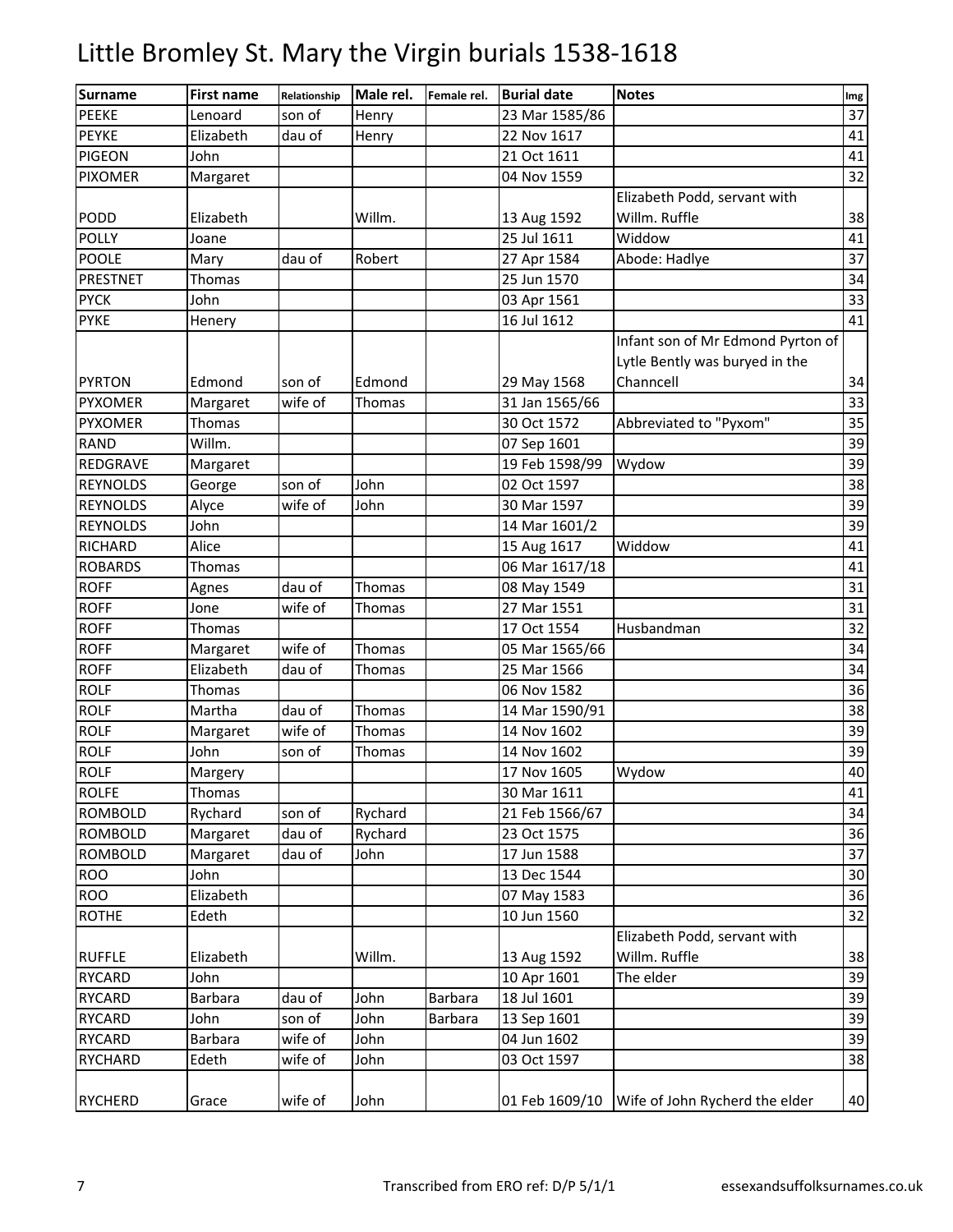# Little Bromley St. Mary the Virgin burials 1538-1618

| Surname | First name | Relationship | Male rel. | Female rel. | Burial date | Notes | Img |
|---|---|---|---|---|---|---|---|
| PEEKE | Lenoard | son of | Henry | | 23 Mar 1585/86 | | 37 |
| PEYKE | Elizabeth | dau of | Henry | | 22 Nov 1617 | | 41 |
| PIGEON | John | | | | 21 Oct 1611 | | 41 |
| PIXOMER | Margaret | | | | 04 Nov 1559 | | 32 |
| PODD | Elizabeth | | Willm. | | 13 Aug 1592 | Elizabeth Podd, servant with Willm. Ruffle | 38 |
| POLLY | Joane | | | | 25 Jul 1611 | Widdow | 41 |
| POOLE | Mary | dau of | Robert | | 27 Apr 1584 | Abode: Hadlye | 37 |
| PRESTNET | Thomas | | | | 25 Jun 1570 | | 34 |
| PYCK | John | | | | 03 Apr 1561 | | 33 |
| PYKE | Henery | | | | 16 Jul 1612 | | 41 |
| PYRTON | Edmond | son of | Edmond | | 29 May 1568 | Infant son of Mr Edmond Pyrton of Lytle Bently was buryed in the Channcell | 34 |
| PYXOMER | Margaret | wife of | Thomas | | 31 Jan 1565/66 | | 33 |
| PYXOMER | Thomas | | | | 30 Oct 1572 | Abbreviated to "Pyxom" | 35 |
| RAND | Willm. | | | | 07 Sep 1601 | | 39 |
| REDGRAVE | Margaret | | | | 19 Feb 1598/99 | Wydow | 39 |
| REYNOLDS | George | son of | John | | 02 Oct 1597 | | 38 |
| REYNOLDS | Alyce | wife of | John | | 30 Mar 1597 | | 39 |
| REYNOLDS | John | | | | 14 Mar 1601/2 | | 39 |
| RICHARD | Alice | | | | 15 Aug 1617 | Widdow | 41 |
| ROBARDS | Thomas | | | | 06 Mar 1617/18 | | 41 |
| ROFF | Agnes | dau of | Thomas | | 08 May 1549 | | 31 |
| ROFF | Jone | wife of | Thomas | | 27 Mar 1551 | | 31 |
| ROFF | Thomas | | | | 17 Oct 1554 | Husbandman | 32 |
| ROFF | Margaret | wife of | Thomas | | 05 Mar 1565/66 | | 34 |
| ROFF | Elizabeth | dau of | Thomas | | 25 Mar 1566 | | 34 |
| ROLF | Thomas | | | | 06 Nov 1582 | | 36 |
| ROLF | Martha | dau of | Thomas | | 14 Mar 1590/91 | | 38 |
| ROLF | Margaret | wife of | Thomas | | 14 Nov 1602 | | 39 |
| ROLF | John | son of | Thomas | | 14 Nov 1602 | | 39 |
| ROLF | Margery | | | | 17 Nov 1605 | Wydow | 40 |
| ROLFE | Thomas | | | | 30 Mar 1611 | | 41 |
| ROMBOLD | Rychard | son of | Rychard | | 21 Feb 1566/67 | | 34 |
| ROMBOLD | Margaret | dau of | Rychard | | 23 Oct 1575 | | 36 |
| ROMBOLD | Margaret | dau of | John | | 17 Jun 1588 | | 37 |
| ROO | John | | | | 13 Dec 1544 | | 30 |
| ROO | Elizabeth | | | | 07 May 1583 | | 36 |
| ROTHE | Edeth | | | | 10 Jun 1560 | | 32 |
| RUFFLE | Elizabeth | | Willm. | | 13 Aug 1592 | Elizabeth Podd, servant with Willm. Ruffle | 38 |
| RYCARD | John | | | | 10 Apr 1601 | The elder | 39 |
| RYCARD | Barbara | dau of | John | Barbara | 18 Jul 1601 | | 39 |
| RYCARD | John | son of | John | Barbara | 13 Sep 1601 | | 39 |
| RYCARD | Barbara | wife of | John | | 04 Jun 1602 | | 39 |
| RYCHARD | Edeth | wife of | John | | 03 Oct 1597 | | 38 |
| RYCHERD | Grace | wife of | John | | 01 Feb 1609/10 | Wife of John Rycherd the elder | 40 |

Transcribed from ERO ref: D/P 5/1/1 — essexandsuffolksurnames.co.uk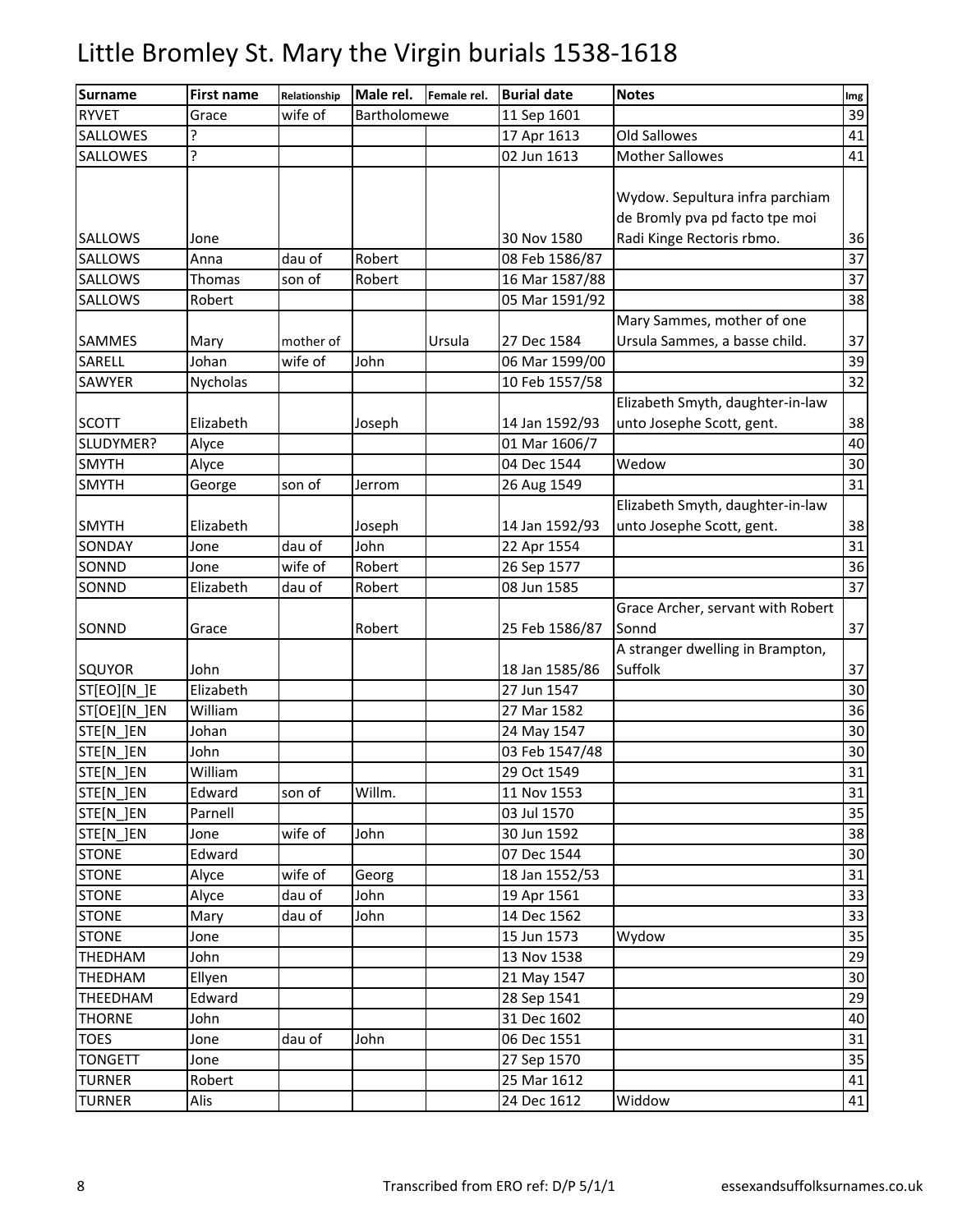# Little Bromley St. Mary the Virgin burials 1538-1618

| Surname | First name | Relationship | Male rel. | Female rel. | Burial date | Notes | Img |
|---|---|---|---|---|---|---|---|
| RYVET | Grace | wife of | Bartholomewe | | 11 Sep 1601 | | 39 |
| SALLOWES | ? | | | | 17 Apr 1613 | Old Sallowes | 41 |
| SALLOWES | ? | | | | 02 Jun 1613 | Mother Sallowes | 41 |
| SALLOWS | Jone | | | | 30 Nov 1580 | Wydow. Sepultura infra parchiam de Bromly pva pd facto tpe moi Radi Kinge Rectoris rbmo. | 36 |
| SALLOWS | Anna | dau of | Robert | | 08 Feb 1586/87 | | 37 |
| SALLOWS | Thomas | son of | Robert | | 16 Mar 1587/88 | | 37 |
| SALLOWS | Robert | | | | 05 Mar 1591/92 | | 38 |
| SAMMES | Mary | mother of | | Ursula | 27 Dec 1584 | Mary Sammes, mother of one Ursula Sammes, a basse child. | 37 |
| SARELL | Johan | wife of | John | | 06 Mar 1599/00 | | 39 |
| SAWYER | Nycholas | | | | 10 Feb 1557/58 | | 32 |
| SCOTT | Elizabeth | | Joseph | | 14 Jan 1592/93 | Elizabeth Smyth, daughter-in-law unto Josephe Scott, gent. | 38 |
| SLUDYMER? | Alyce | | | | 01 Mar 1606/7 | | 40 |
| SMYTH | Alyce | | | | 04 Dec 1544 | Wedow | 30 |
| SMYTH | George | son of | Jerrom | | 26 Aug 1549 | | 31 |
| SMYTH | Elizabeth | | Joseph | | 14 Jan 1592/93 | Elizabeth Smyth, daughter-in-law unto Josephe Scott, gent. | 38 |
| SONDAY | Jone | dau of | John | | 22 Apr 1554 | | 31 |
| SONND | Jone | wife of | Robert | | 26 Sep 1577 | | 36 |
| SONND | Elizabeth | dau of | Robert | | 08 Jun 1585 | | 37 |
| SONND | Grace | | Robert | | 25 Feb 1586/87 | Grace Archer, servant with Robert Sonnd | 37 |
| SQUYOR | John | | | | 18 Jan 1585/86 | A stranger dwelling in Brampton, Suffolk | 37 |
| ST[EO][N_]E | Elizabeth | | | | 27 Jun 1547 | | 30 |
| ST[OE][N_]EN | William | | | | 27 Mar 1582 | | 36 |
| STE[N_]EN | Johan | | | | 24 May 1547 | | 30 |
| STE[N_]EN | John | | | | 03 Feb 1547/48 | | 30 |
| STE[N_]EN | William | | | | 29 Oct 1549 | | 31 |
| STE[N_]EN | Edward | son of | Willm. | | 11 Nov 1553 | | 31 |
| STE[N_]EN | Parnell | | | | 03 Jul 1570 | | 35 |
| STE[N_]EN | Jone | wife of | John | | 30 Jun 1592 | | 38 |
| STONE | Edward | | | | 07 Dec 1544 | | 30 |
| STONE | Alyce | wife of | Georg | | 18 Jan 1552/53 | | 31 |
| STONE | Alyce | dau of | John | | 19 Apr 1561 | | 33 |
| STONE | Mary | dau of | John | | 14 Dec 1562 | | 33 |
| STONE | Jone | | | | 15 Jun 1573 | Wydow | 35 |
| THEDHAM | John | | | | 13 Nov 1538 | | 29 |
| THEDHAM | Ellyen | | | | 21 May 1547 | | 30 |
| THEEDHAM | Edward | | | | 28 Sep 1541 | | 29 |
| THORNE | John | | | | 31 Dec 1602 | | 40 |
| TOES | Jone | dau of | John | | 06 Dec 1551 | | 31 |
| TONGETT | Jone | | | | 27 Sep 1570 | | 35 |
| TURNER | Robert | | | | 25 Mar 1612 | | 41 |
| TURNER | Alis | | | | 24 Dec 1612 | Widdow | 41 |

Transcribed from ERO ref: D/P 5/1/1 essexandsuffolksurnames.co.uk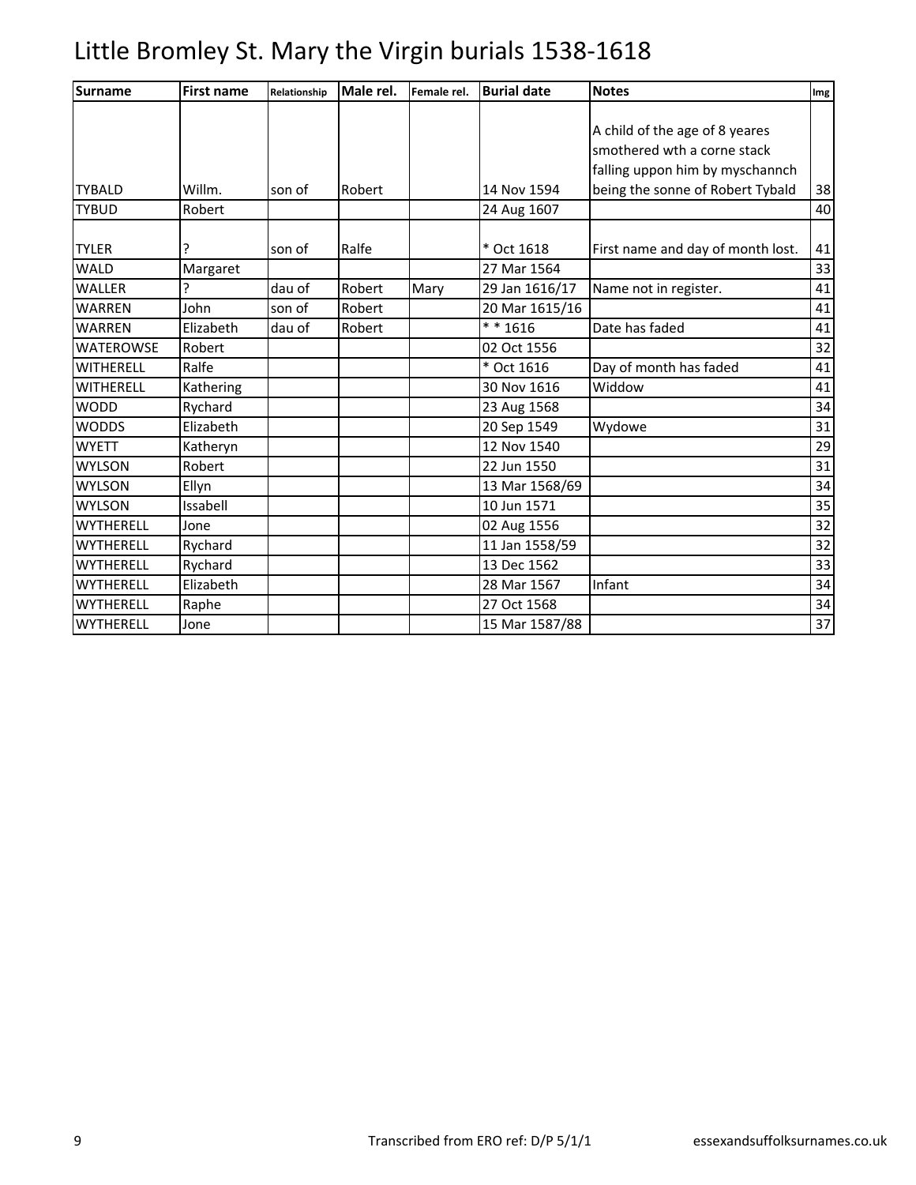# Little Bromley St. Mary the Virgin burials 1538-1618

| Surname | First name | Relationship | Male rel. | Female rel. | Burial date | Notes | Img |
|---|---|---|---|---|---|---|---|
| TYBALD | Willm. | son of | Robert | | 14 Nov 1594 | A child of the age of 8 yeares smothered wth a corne stack falling uppon him by myschannch being the sonne of Robert Tybald | 38 |
| TYBUD | Robert | | | | 24 Aug 1607 | | 40 |
| TYLER | ? | son of | Ralfe | | * Oct 1618 | First name and day of month lost. | 41 |
| WALD | Margaret | | | | 27 Mar 1564 | | 33 |
| WALLER | ? | dau of | Robert | Mary | 29 Jan 1616/17 | Name not in register. | 41 |
| WARREN | John | son of | Robert | | 20 Mar 1615/16 | | 41 |
| WARREN | Elizabeth | dau of | Robert | | * * 1616 | Date has faded | 41 |
| WATEROWSE | Robert | | | | 02 Oct 1556 | | 32 |
| WITHERELL | Ralfe | | | | * Oct 1616 | Day of month has faded | 41 |
| WITHERELL | Kathering | | | | 30 Nov 1616 | Widdow | 41 |
| WODD | Rychard | | | | 23 Aug 1568 | | 34 |
| WODDS | Elizabeth | | | | 20 Sep 1549 | Wydowe | 31 |
| WYETT | Katheryn | | | | 12 Nov 1540 | | 29 |
| WYLSON | Robert | | | | 22 Jun 1550 | | 31 |
| WYLSON | Ellyn | | | | 13 Mar 1568/69 | | 34 |
| WYLSON | Issabell | | | | 10 Jun 1571 | | 35 |
| WYTHERELL | Jone | | | | 02 Aug 1556 | | 32 |
| WYTHERELL | Rychard | | | | 11 Jan 1558/59 | | 32 |
| WYTHERELL | Rychard | | | | 13 Dec 1562 | | 33 |
| WYTHERELL | Elizabeth | | | | 28 Mar 1567 | Infant | 34 |
| WYTHERELL | Raphe | | | | 27 Oct 1568 | | 34 |
| WYTHERELL | Jone | | | | 15 Mar 1587/88 | | 37 |

Transcribed from ERO ref: D/P 5/1/1 essexandsuffolksurnames.co.uk